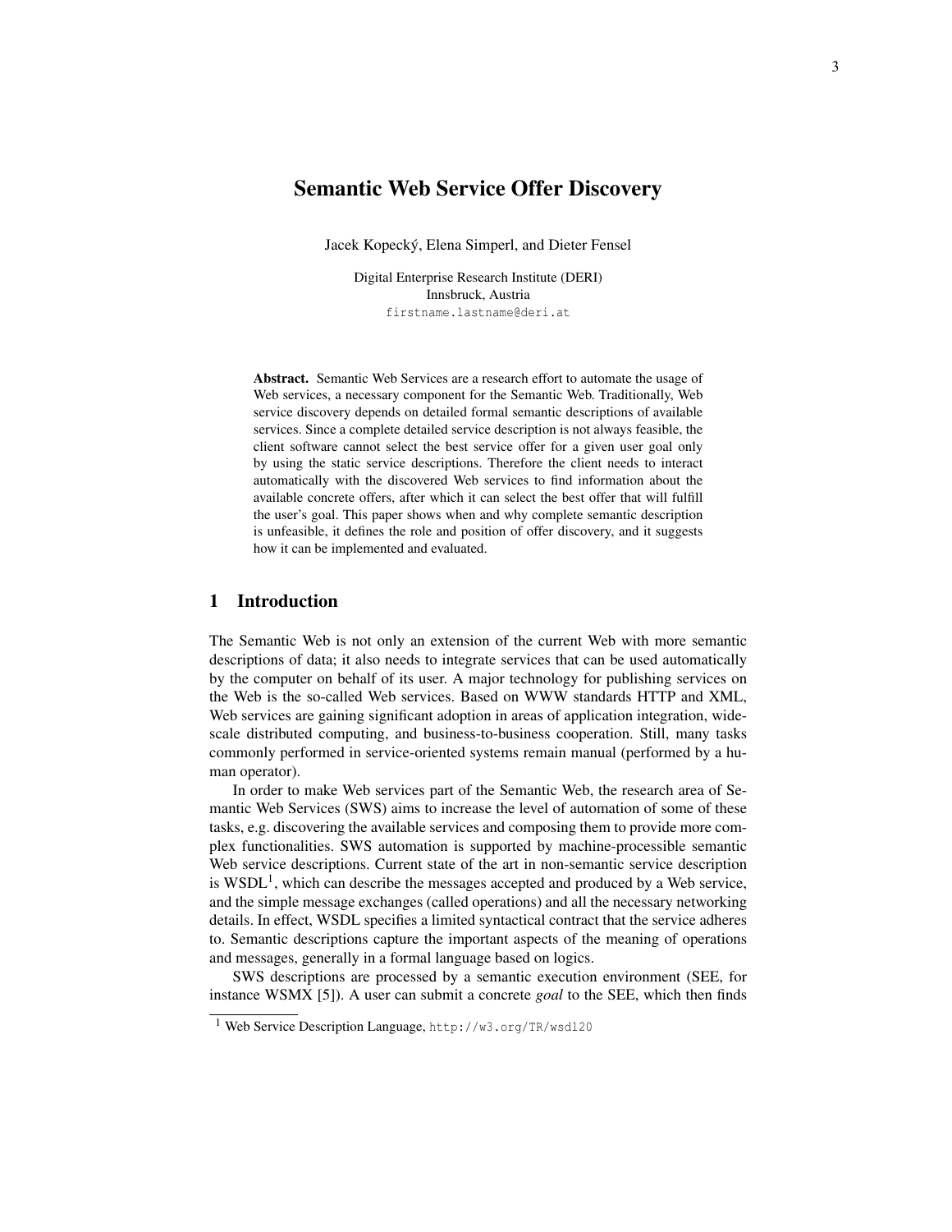# Semantic Web Service Offer Discovery

Jacek Kopecký, Elena Simperl, and Dieter Fensel

Digital Enterprise Research Institute (DERI)
Innsbruck, Austria
firstname.lastname@deri.at

**Abstract.** Semantic Web Services are a research effort to automate the usage of Web services, a necessary component for the Semantic Web. Traditionally, Web service discovery depends on detailed formal semantic descriptions of available services. Since a complete detailed service description is not always feasible, the client software cannot select the best service offer for a given user goal only by using the static service descriptions. Therefore the client needs to interact automatically with the discovered Web services to find information about the available concrete offers, after which it can select the best offer that will fulfill the user's goal. This paper shows when and why complete semantic description is unfeasible, it defines the role and position of offer discovery, and it suggests how it can be implemented and evaluated.

## 1 Introduction

The Semantic Web is not only an extension of the current Web with more semantic descriptions of data; it also needs to integrate services that can be used automatically by the computer on behalf of its user. A major technology for publishing services on the Web is the so-called Web services. Based on WWW standards HTTP and XML, Web services are gaining significant adoption in areas of application integration, wide-scale distributed computing, and business-to-business cooperation. Still, many tasks commonly performed in service-oriented systems remain manual (performed by a human operator).

In order to make Web services part of the Semantic Web, the research area of Semantic Web Services (SWS) aims to increase the level of automation of some of these tasks, e.g. discovering the available services and composing them to provide more complex functionalities. SWS automation is supported by machine-processible semantic Web service descriptions. Current state of the art in non-semantic service description is WSDL[1], which can describe the messages accepted and produced by a Web service, and the simple message exchanges (called operations) and all the necessary networking details. In effect, WSDL specifies a limited syntactical contract that the service adheres to. Semantic descriptions capture the important aspects of the meaning of operations and messages, generally in a formal language based on logics.

SWS descriptions are processed by a semantic execution environment (SEE, for instance WSMX [5]). A user can submit a concrete *goal* to the SEE, which then finds

[1] Web Service Description Language, http://w3.org/TR/wsdl20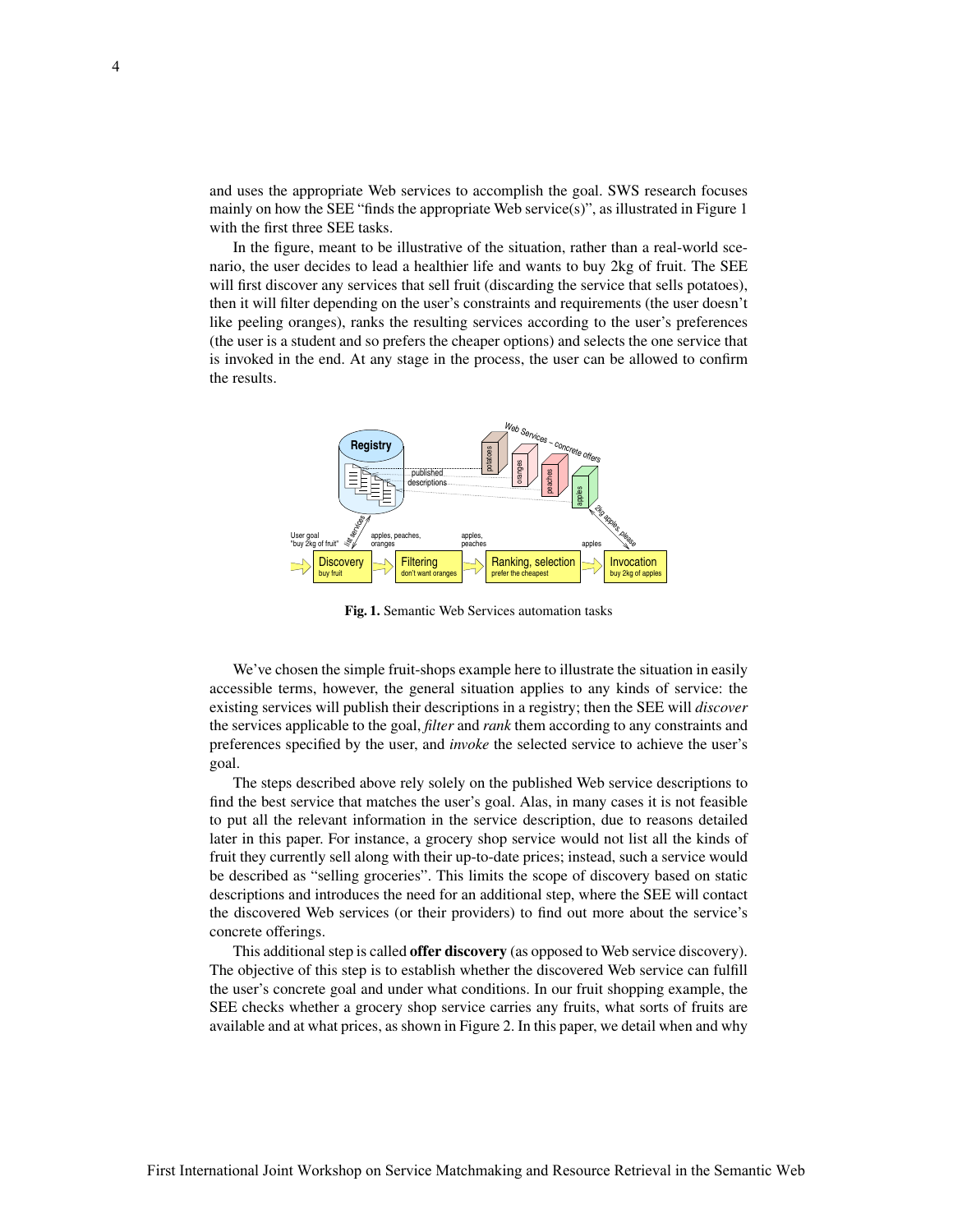and uses the appropriate Web services to accomplish the goal. SWS research focuses mainly on how the SEE "finds the appropriate Web service(s)", as illustrated in Figure 1 with the first three SEE tasks.

In the figure, meant to be illustrative of the situation, rather than a real-world scenario, the user decides to lead a healthier life and wants to buy 2kg of fruit. The SEE will first discover any services that sell fruit (discarding the service that sells potatoes), then it will filter depending on the user's constraints and requirements (the user doesn't like peeling oranges), ranks the resulting services according to the user's preferences (the user is a student and so prefers the cheaper options) and selects the one service that is invoked in the end. At any stage in the process, the user can be allowed to confirm the results.

**Fig. 1.** Semantic Web Services automation tasks

We've chosen the simple fruit-shops example here to illustrate the situation in easily accessible terms, however, the general situation applies to any kinds of service: the existing services will publish their descriptions in a registry; then the SEE will *discover* the services applicable to the goal, *filter* and *rank* them according to any constraints and preferences specified by the user, and *invoke* the selected service to achieve the user's goal.

The steps described above rely solely on the published Web service descriptions to find the best service that matches the user's goal. Alas, in many cases it is not feasible to put all the relevant information in the service description, due to reasons detailed later in this paper. For instance, a grocery shop service would not list all the kinds of fruit they currently sell along with their up-to-date prices; instead, such a service would be described as "selling groceries". This limits the scope of discovery based on static descriptions and introduces the need for an additional step, where the SEE will contact the discovered Web services (or their providers) to find out more about the service's concrete offerings.

This additional step is called **offer discovery** (as opposed to Web service discovery). The objective of this step is to establish whether the discovered Web service can fulfill the user's concrete goal and under what conditions. In our fruit shopping example, the SEE checks whether a grocery shop service carries any fruits, what sorts of fruits are available and at what prices, as shown in Figure 2. In this paper, we detail when and why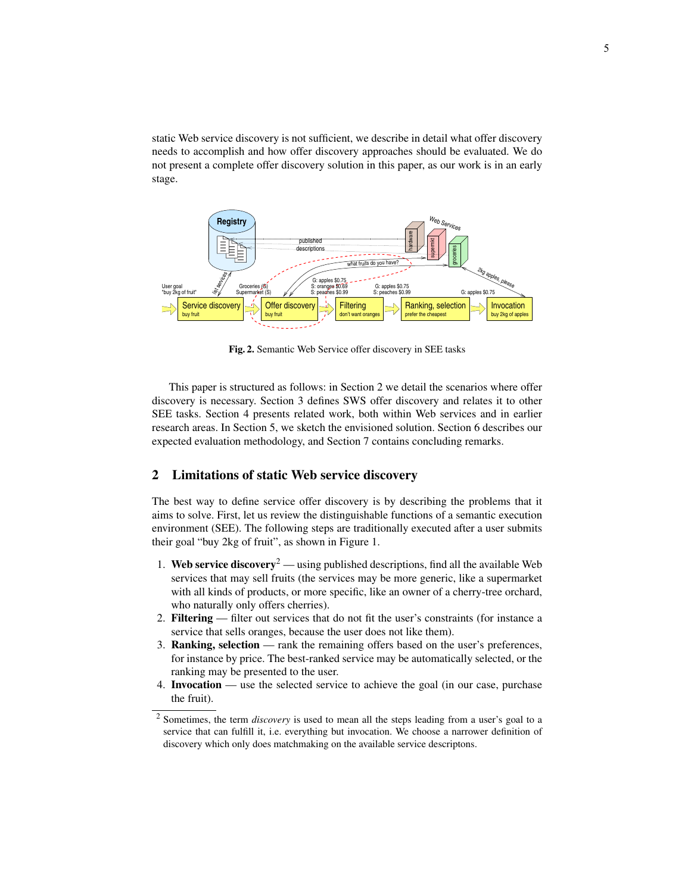static Web service discovery is not sufficient, we describe in detail what offer discovery needs to accomplish and how offer discovery approaches should be evaluated. We do not present a complete offer discovery solution in this paper, as our work is in an early stage.

**Fig. 2.** Semantic Web Service offer discovery in SEE tasks

This paper is structured as follows: in Section 2 we detail the scenarios where offer discovery is necessary. Section 3 defines SWS offer discovery and relates it to other SEE tasks. Section 4 presents related work, both within Web services and in earlier research areas. In Section 5, we sketch the envisioned solution. Section 6 describes our expected evaluation methodology, and Section 7 contains concluding remarks.

## 2 Limitations of static Web service discovery

The best way to define service offer discovery is by describing the problems that it aims to solve. First, let us review the distinguishable functions of a semantic execution environment (SEE). The following steps are traditionally executed after a user submits their goal "buy 2kg of fruit", as shown in Figure 1.

1. **Web service discovery**[2] — using published descriptions, find all the available Web services that may sell fruits (the services may be more generic, like a supermarket with all kinds of products, or more specific, like an owner of a cherry-tree orchard, who naturally only offers cherries).
2. **Filtering** — filter out services that do not fit the user's constraints (for instance a service that sells oranges, because the user does not like them).
3. **Ranking, selection** — rank the remaining offers based on the user's preferences, for instance by price. The best-ranked service may be automatically selected, or the ranking may be presented to the user.
4. **Invocation** — use the selected service to achieve the goal (in our case, purchase the fruit).

[2] Sometimes, the term *discovery* is used to mean all the steps leading from a user's goal to a service that can fulfill it, i.e. everything but invocation. We choose a narrower definition of discovery which only does matchmaking on the available service descriptons.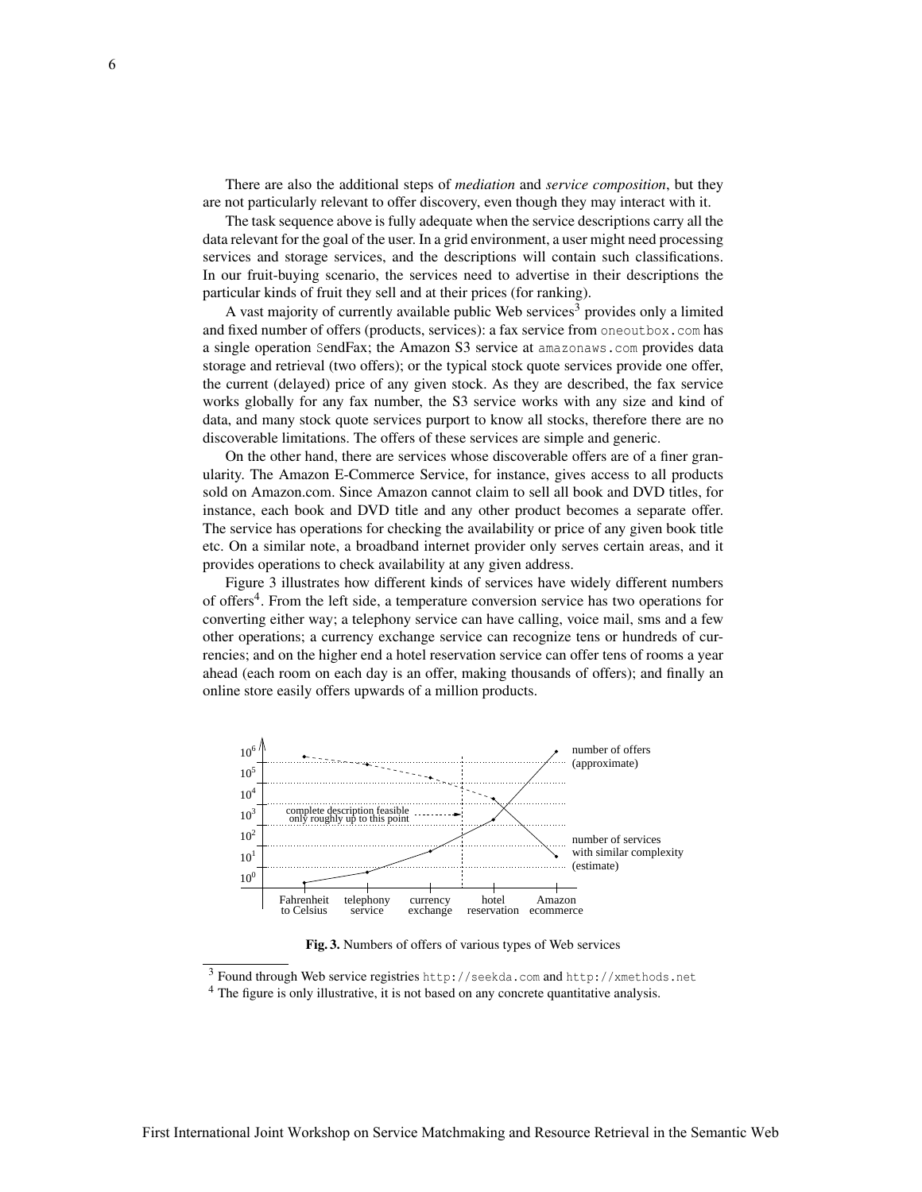There are also the additional steps of *mediation* and *service composition*, but they are not particularly relevant to offer discovery, even though they may interact with it.

The task sequence above is fully adequate when the service descriptions carry all the data relevant for the goal of the user. In a grid environment, a user might need processing services and storage services, and the descriptions will contain such classifications. In our fruit-buying scenario, the services need to advertise in their descriptions the particular kinds of fruit they sell and at their prices (for ranking).

A vast majority of currently available public Web services[3] provides only a limited and fixed number of offers (products, services): a fax service from `oneoutbox.com` has a single operation SendFax; the Amazon S3 service at `amazonaws.com` provides data storage and retrieval (two offers); or the typical stock quote services provide one offer, the current (delayed) price of any given stock. As they are described, the fax service works globally for any fax number, the S3 service works with any size and kind of data, and many stock quote services purport to know all stocks, therefore there are no discoverable limitations. The offers of these services are simple and generic.

On the other hand, there are services whose discoverable offers are of a finer granularity. The Amazon E-Commerce Service, for instance, gives access to all products sold on Amazon.com. Since Amazon cannot claim to sell all book and DVD titles, for instance, each book and DVD title and any other product becomes a separate offer. The service has operations for checking the availability or price of any given book title etc. On a similar note, a broadband internet provider only serves certain areas, and it provides operations to check availability at any given address.

Figure 3 illustrates how different kinds of services have widely different numbers of offers[4]. From the left side, a temperature conversion service has two operations for converting either way; a telephony service can have calling, voice mail, sms and a few other operations; a currency exchange service can recognize tens or hundreds of currencies; and on the higher end a hotel reservation service can offer tens of rooms a year ahead (each room on each day is an offer, making thousands of offers); and finally an online store easily offers upwards of a million products.

**Fig. 3.** Numbers of offers of various types of Web services

---

[3] Found through Web service registries `http://seekda.com` and `http://xmethods.net`

[4] The figure is only illustrative, it is not based on any concrete quantitative analysis.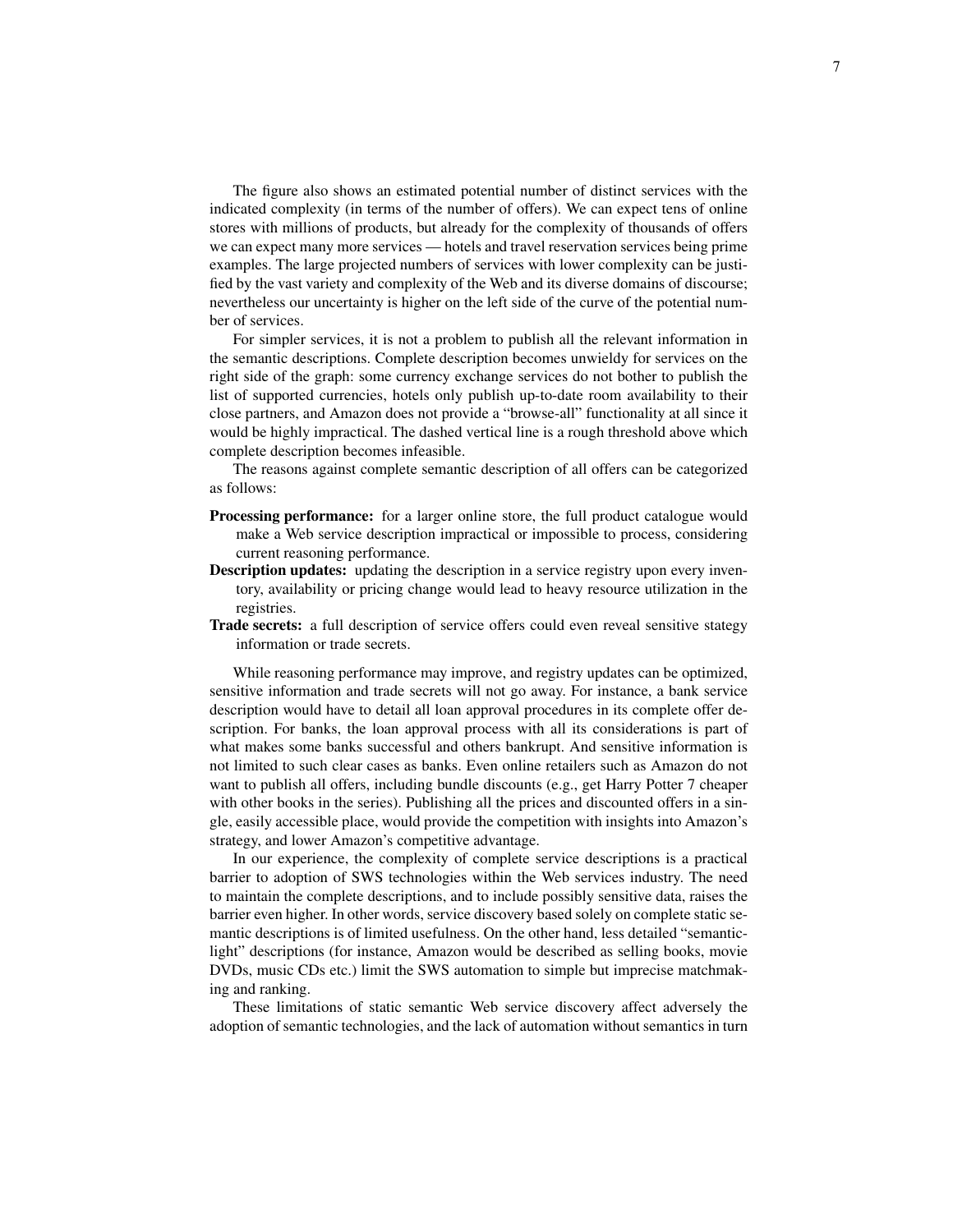The figure also shows an estimated potential number of distinct services with the indicated complexity (in terms of the number of offers). We can expect tens of online stores with millions of products, but already for the complexity of thousands of offers we can expect many more services — hotels and travel reservation services being prime examples. The large projected numbers of services with lower complexity can be justified by the vast variety and complexity of the Web and its diverse domains of discourse; nevertheless our uncertainty is higher on the left side of the curve of the potential number of services.

For simpler services, it is not a problem to publish all the relevant information in the semantic descriptions. Complete description becomes unwieldy for services on the right side of the graph: some currency exchange services do not bother to publish the list of supported currencies, hotels only publish up-to-date room availability to their close partners, and Amazon does not provide a "browse-all" functionality at all since it would be highly impractical. The dashed vertical line is a rough threshold above which complete description becomes infeasible.

The reasons against complete semantic description of all offers can be categorized as follows:

**Processing performance:** for a larger online store, the full product catalogue would make a Web service description impractical or impossible to process, considering current reasoning performance.

**Description updates:** updating the description in a service registry upon every inventory, availability or pricing change would lead to heavy resource utilization in the registries.

**Trade secrets:** a full description of service offers could even reveal sensitive stategy information or trade secrets.

While reasoning performance may improve, and registry updates can be optimized, sensitive information and trade secrets will not go away. For instance, a bank service description would have to detail all loan approval procedures in its complete offer description. For banks, the loan approval process with all its considerations is part of what makes some banks successful and others bankrupt. And sensitive information is not limited to such clear cases as banks. Even online retailers such as Amazon do not want to publish all offers, including bundle discounts (e.g., get Harry Potter 7 cheaper with other books in the series). Publishing all the prices and discounted offers in a single, easily accessible place, would provide the competition with insights into Amazon's strategy, and lower Amazon's competitive advantage.

In our experience, the complexity of complete service descriptions is a practical barrier to adoption of SWS technologies within the Web services industry. The need to maintain the complete descriptions, and to include possibly sensitive data, raises the barrier even higher. In other words, service discovery based solely on complete static semantic descriptions is of limited usefulness. On the other hand, less detailed "semantic-light" descriptions (for instance, Amazon would be described as selling books, movie DVDs, music CDs etc.) limit the SWS automation to simple but imprecise matchmaking and ranking.

These limitations of static semantic Web service discovery affect adversely the adoption of semantic technologies, and the lack of automation without semantics in turn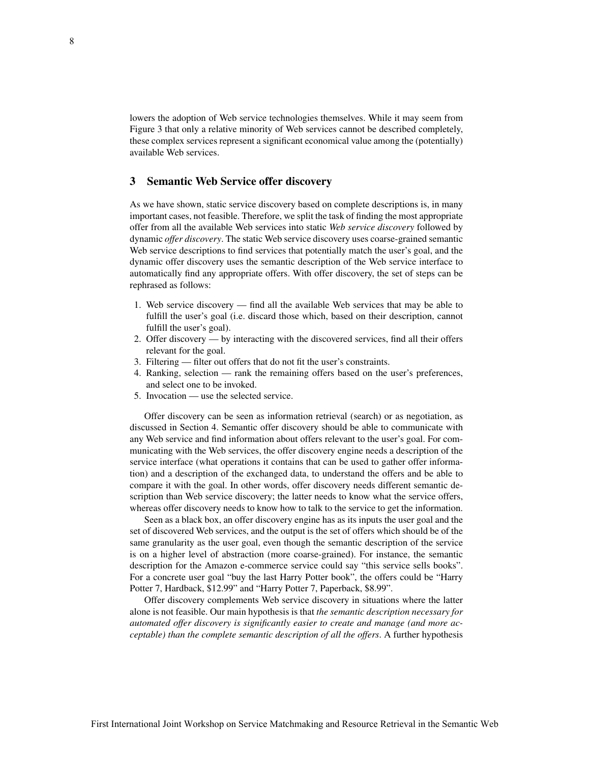lowers the adoption of Web service technologies themselves. While it may seem from Figure 3 that only a relative minority of Web services cannot be described completely, these complex services represent a significant economical value among the (potentially) available Web services.

## 3 Semantic Web Service offer discovery

As we have shown, static service discovery based on complete descriptions is, in many important cases, not feasible. Therefore, we split the task of finding the most appropriate offer from all the available Web services into static *Web service discovery* followed by dynamic *offer discovery*. The static Web service discovery uses coarse-grained semantic Web service descriptions to find services that potentially match the user's goal, and the dynamic offer discovery uses the semantic description of the Web service interface to automatically find any appropriate offers. With offer discovery, the set of steps can be rephrased as follows:

1. Web service discovery — find all the available Web services that may be able to fulfill the user's goal (i.e. discard those which, based on their description, cannot fulfill the user's goal).
2. Offer discovery — by interacting with the discovered services, find all their offers relevant for the goal.
3. Filtering — filter out offers that do not fit the user's constraints.
4. Ranking, selection — rank the remaining offers based on the user's preferences, and select one to be invoked.
5. Invocation — use the selected service.

Offer discovery can be seen as information retrieval (search) or as negotiation, as discussed in Section 4. Semantic offer discovery should be able to communicate with any Web service and find information about offers relevant to the user's goal. For communicating with the Web services, the offer discovery engine needs a description of the service interface (what operations it contains that can be used to gather offer information) and a description of the exchanged data, to understand the offers and be able to compare it with the goal. In other words, offer discovery needs different semantic description than Web service discovery; the latter needs to know what the service offers, whereas offer discovery needs to know how to talk to the service to get the information.

Seen as a black box, an offer discovery engine has as its inputs the user goal and the set of discovered Web services, and the output is the set of offers which should be of the same granularity as the user goal, even though the semantic description of the service is on a higher level of abstraction (more coarse-grained). For instance, the semantic description for the Amazon e-commerce service could say "this service sells books". For a concrete user goal "buy the last Harry Potter book", the offers could be "Harry Potter 7, Hardback, \$12.99" and "Harry Potter 7, Paperback, \$8.99".

Offer discovery complements Web service discovery in situations where the latter alone is not feasible. Our main hypothesis is that *the semantic description necessary for automated offer discovery is significantly easier to create and manage (and more acceptable) than the complete semantic description of all the offers*. A further hypothesis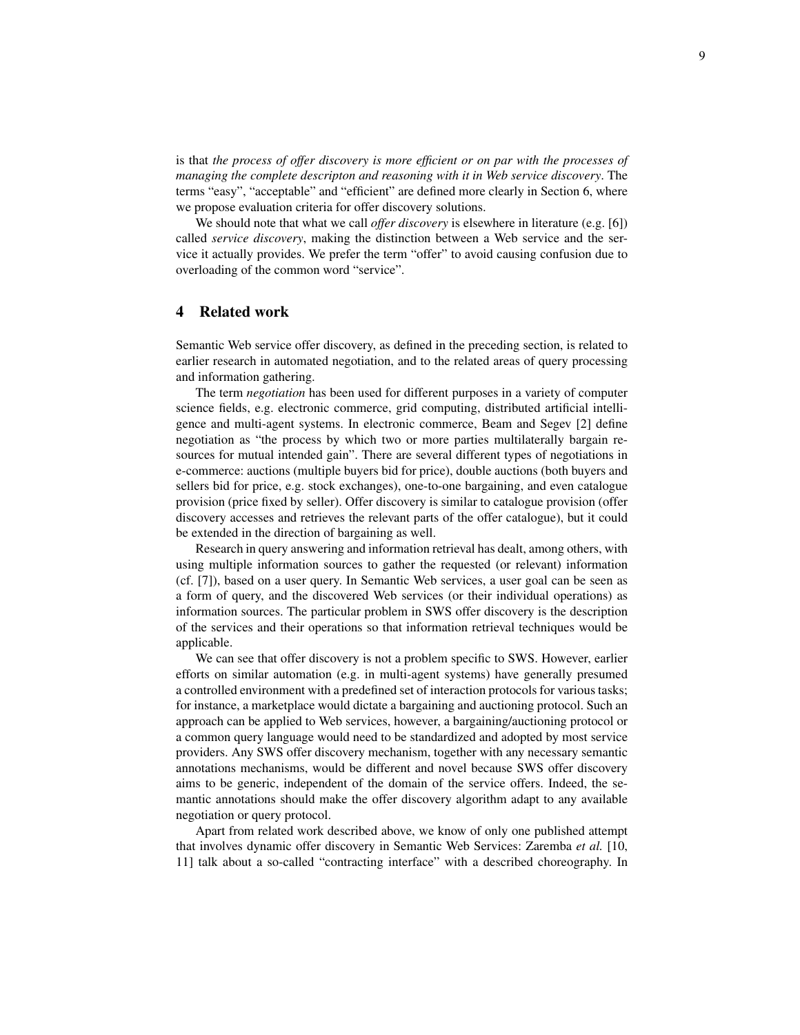is that *the process of offer discovery is more efficient or on par with the processes of managing the complete descripton and reasoning with it in Web service discovery*. The terms "easy", "acceptable" and "efficient" are defined more clearly in Section 6, where we propose evaluation criteria for offer discovery solutions.

We should note that what we call *offer discovery* is elsewhere in literature (e.g. [6]) called *service discovery*, making the distinction between a Web service and the service it actually provides. We prefer the term "offer" to avoid causing confusion due to overloading of the common word "service".

## 4 Related work

Semantic Web service offer discovery, as defined in the preceding section, is related to earlier research in automated negotiation, and to the related areas of query processing and information gathering.

The term *negotiation* has been used for different purposes in a variety of computer science fields, e.g. electronic commerce, grid computing, distributed artificial intelligence and multi-agent systems. In electronic commerce, Beam and Segev [2] define negotiation as "the process by which two or more parties multilaterally bargain resources for mutual intended gain". There are several different types of negotiations in e-commerce: auctions (multiple buyers bid for price), double auctions (both buyers and sellers bid for price, e.g. stock exchanges), one-to-one bargaining, and even catalogue provision (price fixed by seller). Offer discovery is similar to catalogue provision (offer discovery accesses and retrieves the relevant parts of the offer catalogue), but it could be extended in the direction of bargaining as well.

Research in query answering and information retrieval has dealt, among others, with using multiple information sources to gather the requested (or relevant) information (cf. [7]), based on a user query. In Semantic Web services, a user goal can be seen as a form of query, and the discovered Web services (or their individual operations) as information sources. The particular problem in SWS offer discovery is the description of the services and their operations so that information retrieval techniques would be applicable.

We can see that offer discovery is not a problem specific to SWS. However, earlier efforts on similar automation (e.g. in multi-agent systems) have generally presumed a controlled environment with a predefined set of interaction protocols for various tasks; for instance, a marketplace would dictate a bargaining and auctioning protocol. Such an approach can be applied to Web services, however, a bargaining/auctioning protocol or a common query language would need to be standardized and adopted by most service providers. Any SWS offer discovery mechanism, together with any necessary semantic annotations mechanisms, would be different and novel because SWS offer discovery aims to be generic, independent of the domain of the service offers. Indeed, the semantic annotations should make the offer discovery algorithm adapt to any available negotiation or query protocol.

Apart from related work described above, we know of only one published attempt that involves dynamic offer discovery in Semantic Web Services: Zaremba *et al.* [10, 11] talk about a so-called "contracting interface" with a described choreography. In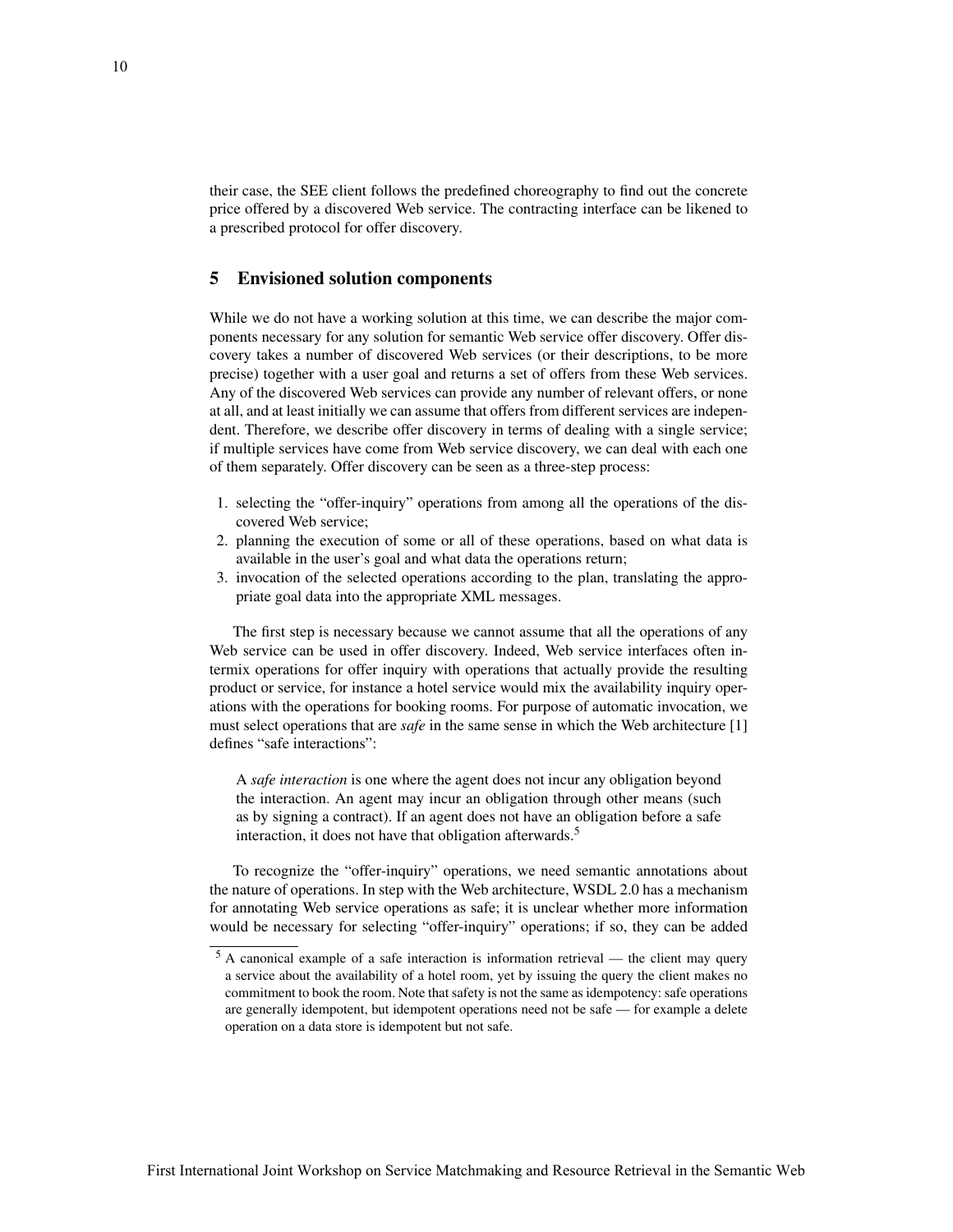their case, the SEE client follows the predefined choreography to find out the concrete price offered by a discovered Web service. The contracting interface can be likened to a prescribed protocol for offer discovery.

## 5 Envisioned solution components

While we do not have a working solution at this time, we can describe the major components necessary for any solution for semantic Web service offer discovery. Offer discovery takes a number of discovered Web services (or their descriptions, to be more precise) together with a user goal and returns a set of offers from these Web services. Any of the discovered Web services can provide any number of relevant offers, or none at all, and at least initially we can assume that offers from different services are independent. Therefore, we describe offer discovery in terms of dealing with a single service; if multiple services have come from Web service discovery, we can deal with each one of them separately. Offer discovery can be seen as a three-step process:

1. selecting the "offer-inquiry" operations from among all the operations of the discovered Web service;
2. planning the execution of some or all of these operations, based on what data is available in the user's goal and what data the operations return;
3. invocation of the selected operations according to the plan, translating the appropriate goal data into the appropriate XML messages.

The first step is necessary because we cannot assume that all the operations of any Web service can be used in offer discovery. Indeed, Web service interfaces often intermix operations for offer inquiry with operations that actually provide the resulting product or service, for instance a hotel service would mix the availability inquiry operations with the operations for booking rooms. For purpose of automatic invocation, we must select operations that are *safe* in the same sense in which the Web architecture [1] defines "safe interactions":

> A *safe interaction* is one where the agent does not incur any obligation beyond the interaction. An agent may incur an obligation through other means (such as by signing a contract). If an agent does not have an obligation before a safe interaction, it does not have that obligation afterwards.[5]

To recognize the "offer-inquiry" operations, we need semantic annotations about the nature of operations. In step with the Web architecture, WSDL 2.0 has a mechanism for annotating Web service operations as safe; it is unclear whether more information would be necessary for selecting "offer-inquiry" operations; if so, they can be added

[5] A canonical example of a safe interaction is information retrieval — the client may query a service about the availability of a hotel room, yet by issuing the query the client makes no commitment to book the room. Note that safety is not the same as idempotency: safe operations are generally idempotent, but idempotent operations need not be safe — for example a delete operation on a data store is idempotent but not safe.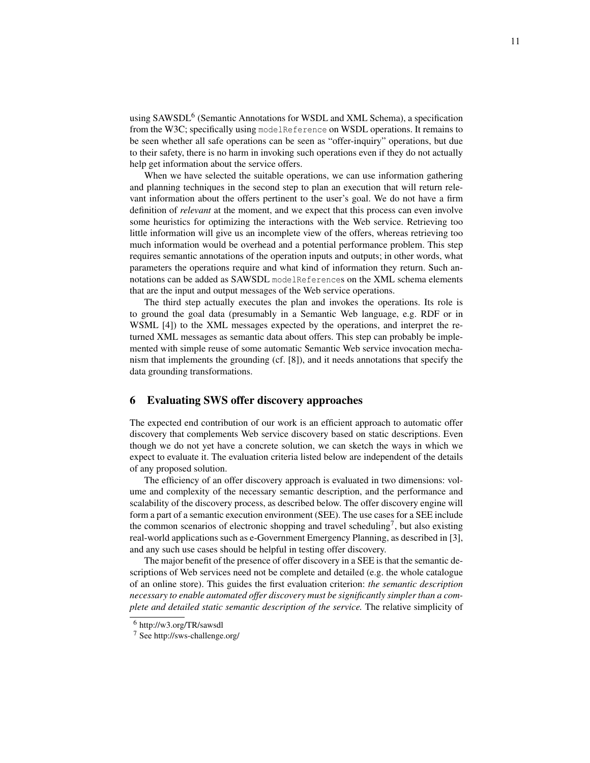using SAWSDL[6] (Semantic Annotations for WSDL and XML Schema), a specification from the W3C; specifically using `modelReference` on WSDL operations. It remains to be seen whether all safe operations can be seen as "offer-inquiry" operations, but due to their safety, there is no harm in invoking such operations even if they do not actually help get information about the service offers.

When we have selected the suitable operations, we can use information gathering and planning techniques in the second step to plan an execution that will return relevant information about the offers pertinent to the user's goal. We do not have a firm definition of *relevant* at the moment, and we expect that this process can even involve some heuristics for optimizing the interactions with the Web service. Retrieving too little information will give us an incomplete view of the offers, whereas retrieving too much information would be overhead and a potential performance problem. This step requires semantic annotations of the operation inputs and outputs; in other words, what parameters the operations require and what kind of information they return. Such annotations can be added as SAWSDL `modelReference`s on the XML schema elements that are the input and output messages of the Web service operations.

The third step actually executes the plan and invokes the operations. Its role is to ground the goal data (presumably in a Semantic Web language, e.g. RDF or in WSML [4]) to the XML messages expected by the operations, and interpret the returned XML messages as semantic data about offers. This step can probably be implemented with simple reuse of some automatic Semantic Web service invocation mechanism that implements the grounding (cf. [8]), and it needs annotations that specify the data grounding transformations.

## 6 Evaluating SWS offer discovery approaches

The expected end contribution of our work is an efficient approach to automatic offer discovery that complements Web service discovery based on static descriptions. Even though we do not yet have a concrete solution, we can sketch the ways in which we expect to evaluate it. The evaluation criteria listed below are independent of the details of any proposed solution.

The efficiency of an offer discovery approach is evaluated in two dimensions: volume and complexity of the necessary semantic description, and the performance and scalability of the discovery process, as described below. The offer discovery engine will form a part of a semantic execution environment (SEE). The use cases for a SEE include the common scenarios of electronic shopping and travel scheduling[7], but also existing real-world applications such as e-Government Emergency Planning, as described in [3], and any such use cases should be helpful in testing offer discovery.

The major benefit of the presence of offer discovery in a SEE is that the semantic descriptions of Web services need not be complete and detailed (e.g. the whole catalogue of an online store). This guides the first evaluation criterion: *the semantic description necessary to enable automated offer discovery must be significantly simpler than a complete and detailed static semantic description of the service.* The relative simplicity of

[6] http://w3.org/TR/sawsdl

[7] See http://sws-challenge.org/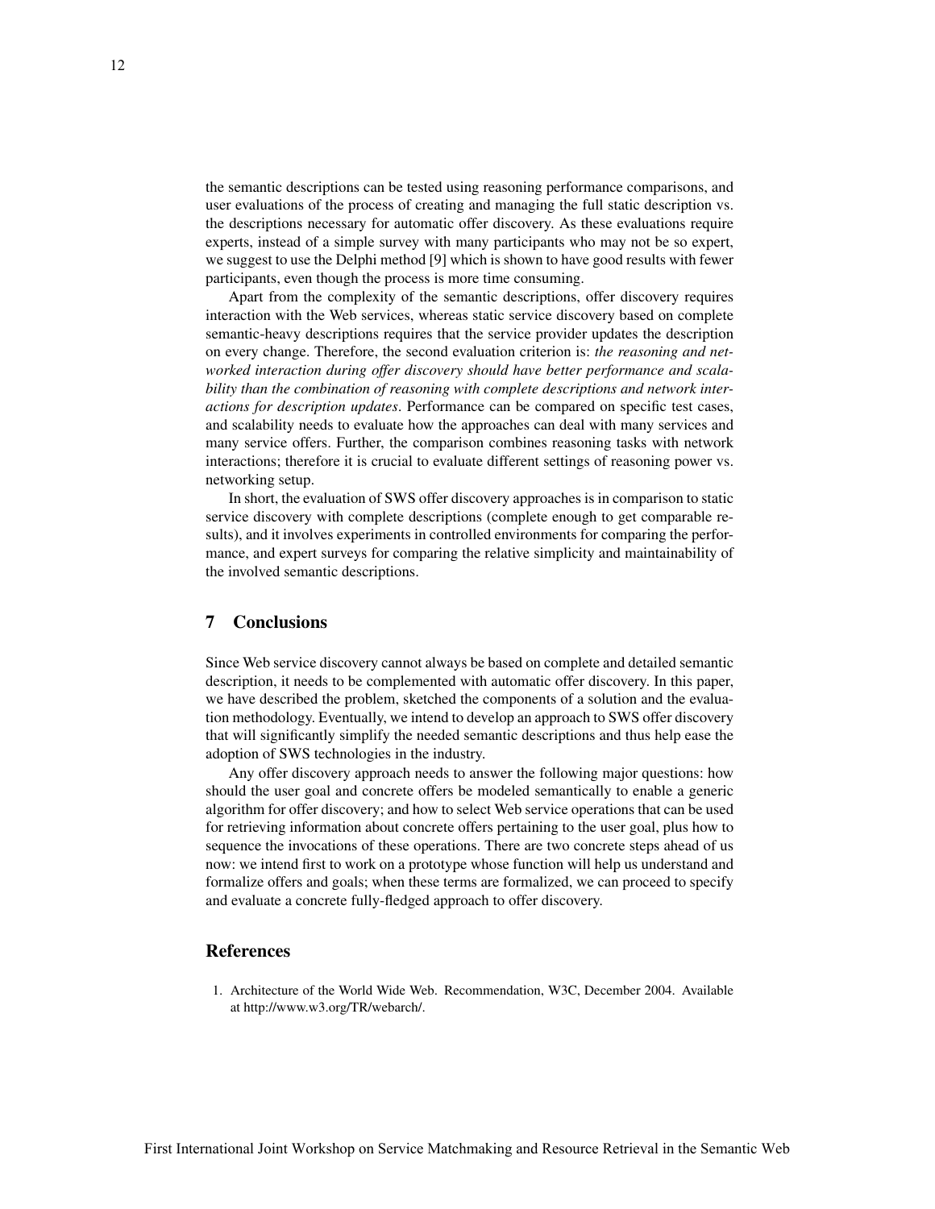the semantic descriptions can be tested using reasoning performance comparisons, and user evaluations of the process of creating and managing the full static description vs. the descriptions necessary for automatic offer discovery. As these evaluations require experts, instead of a simple survey with many participants who may not be so expert, we suggest to use the Delphi method [9] which is shown to have good results with fewer participants, even though the process is more time consuming.

Apart from the complexity of the semantic descriptions, offer discovery requires interaction with the Web services, whereas static service discovery based on complete semantic-heavy descriptions requires that the service provider updates the description on every change. Therefore, the second evaluation criterion is: *the reasoning and networked interaction during offer discovery should have better performance and scalability than the combination of reasoning with complete descriptions and network interactions for description updates*. Performance can be compared on specific test cases, and scalability needs to evaluate how the approaches can deal with many services and many service offers. Further, the comparison combines reasoning tasks with network interactions; therefore it is crucial to evaluate different settings of reasoning power vs. networking setup.

In short, the evaluation of SWS offer discovery approaches is in comparison to static service discovery with complete descriptions (complete enough to get comparable results), and it involves experiments in controlled environments for comparing the performance, and expert surveys for comparing the relative simplicity and maintainability of the involved semantic descriptions.

## 7 Conclusions

Since Web service discovery cannot always be based on complete and detailed semantic description, it needs to be complemented with automatic offer discovery. In this paper, we have described the problem, sketched the components of a solution and the evaluation methodology. Eventually, we intend to develop an approach to SWS offer discovery that will significantly simplify the needed semantic descriptions and thus help ease the adoption of SWS technologies in the industry.

Any offer discovery approach needs to answer the following major questions: how should the user goal and concrete offers be modeled semantically to enable a generic algorithm for offer discovery; and how to select Web service operations that can be used for retrieving information about concrete offers pertaining to the user goal, plus how to sequence the invocations of these operations. There are two concrete steps ahead of us now: we intend first to work on a prototype whose function will help us understand and formalize offers and goals; when these terms are formalized, we can proceed to specify and evaluate a concrete fully-fledged approach to offer discovery.

## References

1. Architecture of the World Wide Web. Recommendation, W3C, December 2004. Available at http://www.w3.org/TR/webarch/.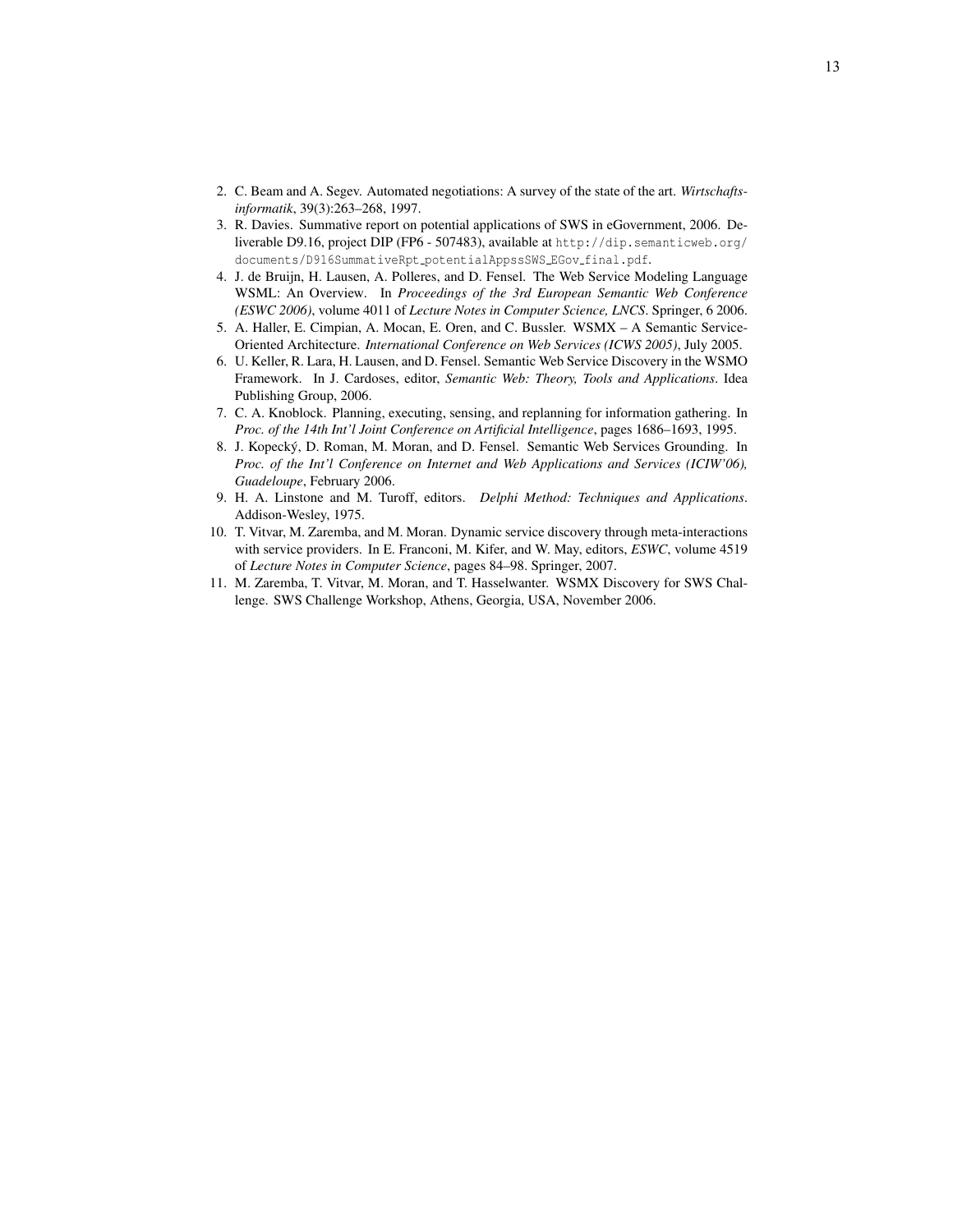2. C. Beam and A. Segev. Automated negotiations: A survey of the state of the art. *Wirtschaftsinformatik*, 39(3):263–268, 1997.
3. R. Davies. Summative report on potential applications of SWS in eGovernment, 2006. Deliverable D9.16, project DIP (FP6 - 507483), available at `http://dip.semanticweb.org/documents/D916SummativeRpt_potentialAppssSWS_EGov_final.pdf`.
4. J. de Bruijn, H. Lausen, A. Polleres, and D. Fensel. The Web Service Modeling Language WSML: An Overview. In *Proceedings of the 3rd European Semantic Web Conference (ESWC 2006)*, volume 4011 of *Lecture Notes in Computer Science, LNCS*. Springer, 6 2006.
5. A. Haller, E. Cimpian, A. Mocan, E. Oren, and C. Bussler. WSMX – A Semantic Service-Oriented Architecture. *International Conference on Web Services (ICWS 2005)*, July 2005.
6. U. Keller, R. Lara, H. Lausen, and D. Fensel. Semantic Web Service Discovery in the WSMO Framework. In J. Cardoses, editor, *Semantic Web: Theory, Tools and Applications*. Idea Publishing Group, 2006.
7. C. A. Knoblock. Planning, executing, sensing, and replanning for information gathering. In *Proc. of the 14th Int'l Joint Conference on Artificial Intelligence*, pages 1686–1693, 1995.
8. J. Kopecký, D. Roman, M. Moran, and D. Fensel. Semantic Web Services Grounding. In *Proc. of the Int'l Conference on Internet and Web Applications and Services (ICIW'06), Guadeloupe*, February 2006.
9. H. A. Linstone and M. Turoff, editors. *Delphi Method: Techniques and Applications*. Addison-Wesley, 1975.
10. T. Vitvar, M. Zaremba, and M. Moran. Dynamic service discovery through meta-interactions with service providers. In E. Franconi, M. Kifer, and W. May, editors, *ESWC*, volume 4519 of *Lecture Notes in Computer Science*, pages 84–98. Springer, 2007.
11. M. Zaremba, T. Vitvar, M. Moran, and T. Hasselwanter. WSMX Discovery for SWS Challenge. SWS Challenge Workshop, Athens, Georgia, USA, November 2006.